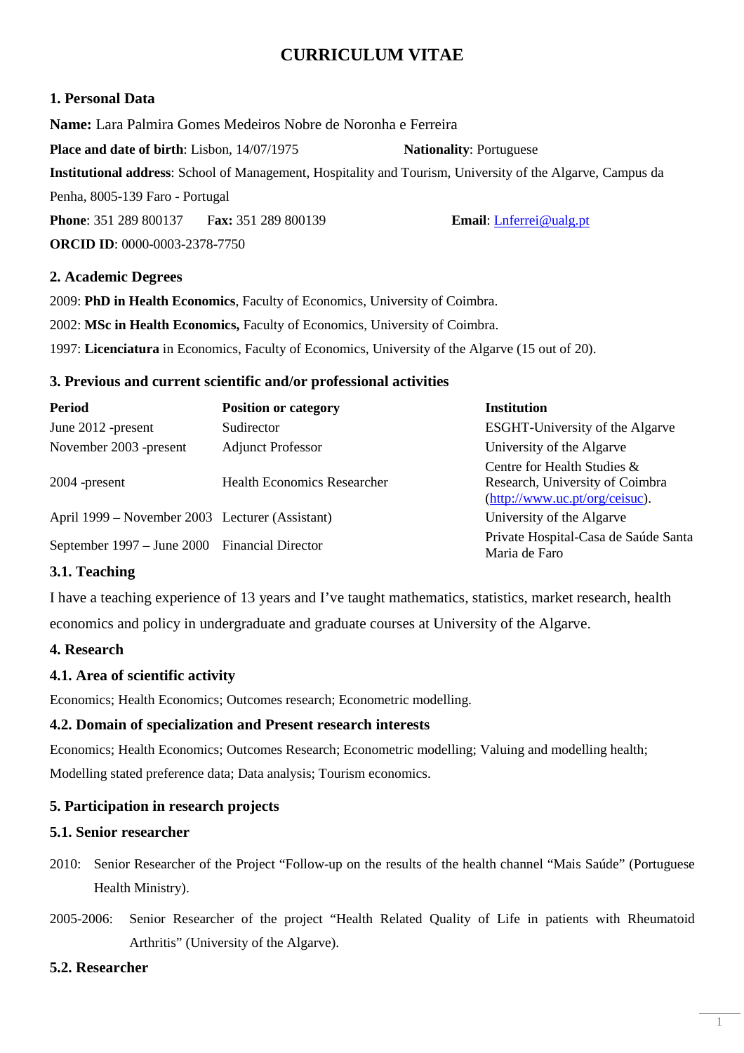# CURRICULUM VITAE

## 1. Personal Data

**Name:** Lara Palmira Gomes Medeiros Nobre de Noronha e Ferreira

**Place and date of birth**: Lisbon, 14/07/1975 **Nationality**: Portuguese

**Institutional address**: School of Management, Hospitality and Tourism, University of the Algarve, Campus da Penha, 8005-139 Faro - Portugal

**Phone**: 351 289 800137 **Fax:** 351 289 800139 **Email**: Lnferrei@ualg.pt

**ORCID ID**: 0000-0003-2378-7750

## 2. Academic Degrees

2009: **PhD in Health Economics**, Faculty of Economics, University of Coimbra.

2002: **MSc in Health Economics,** Faculty of Economics, University of Coimbra.

1997: **Licenciatura** in Economics, Faculty of Economics, University of the Algarve (15 out of 20).

## 3. Previous and current scientific and/or professional activities

| Period | Position or category | Institution |
|---|---|---|
| June 2012 -present | Sudirector | ESGHT-University of the Algarve |
| November 2003 -present | Adjunct Professor | University of the Algarve |
| 2004 -present | Health Economics Researcher | Centre for Health Studies & Research, University of Coimbra (http://www.uc.pt/org/ceisuc). |
| April 1999 – November 2003 | Lecturer (Assistant) | University of the Algarve |
| September 1997 – June 2000 | Financial Director | Private Hospital-Casa de Saúde Santa Maria de Faro |

### 3.1. Teaching

I have a teaching experience of 13 years and I've taught mathematics, statistics, market research, health economics and policy in undergraduate and graduate courses at University of the Algarve.

## 4. Research

### 4.1. Area of scientific activity

Economics; Health Economics; Outcomes research; Econometric modelling.

### 4.2. Domain of specialization and Present research interests

Economics; Health Economics; Outcomes Research; Econometric modelling; Valuing and modelling health; Modelling stated preference data; Data analysis; Tourism economics.

## 5. Participation in research projects

### 5.1. Senior researcher

2010: Senior Researcher of the Project "Follow-up on the results of the health channel "Mais Saúde" (Portuguese Health Ministry).

2005-2006: Senior Researcher of the project "Health Related Quality of Life in patients with Rheumatoid Arthritis" (University of the Algarve).

### 5.2. Researcher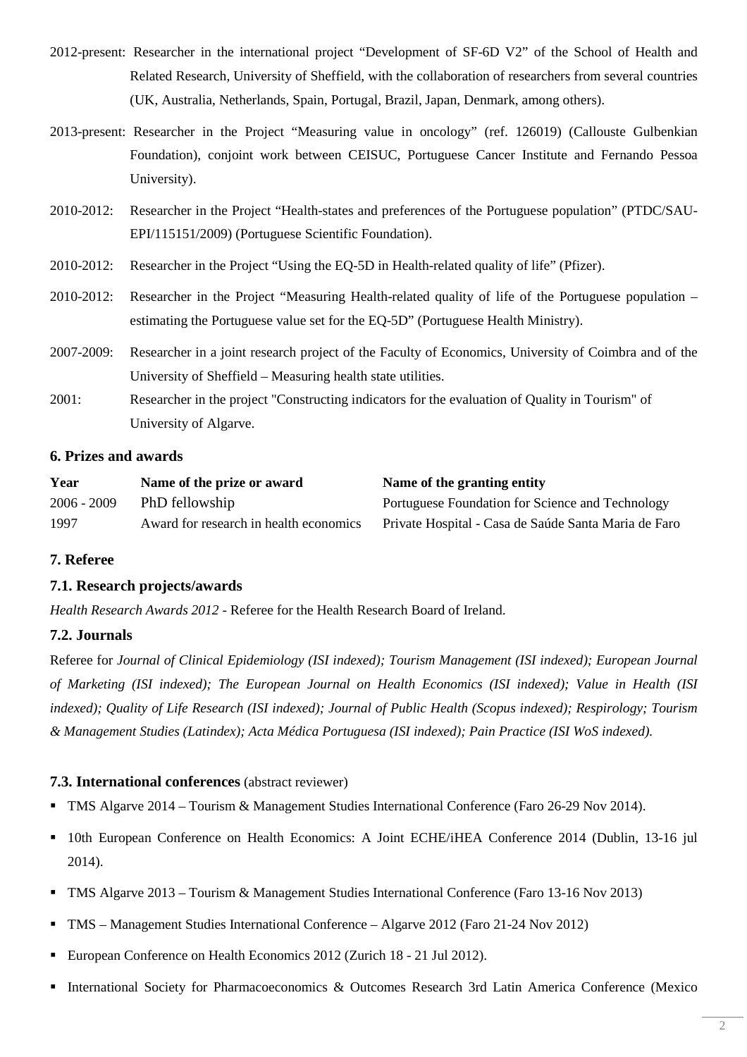2012-present: Researcher in the international project “Development of SF-6D V2” of the School of Health and Related Research, University of Sheffield, with the collaboration of researchers from several countries (UK, Australia, Netherlands, Spain, Portugal, Brazil, Japan, Denmark, among others).

2013-present: Researcher in the Project “Measuring value in oncology” (ref. 126019) (Callouste Gulbenkian Foundation), conjoint work between CEISUC, Portuguese Cancer Institute and Fernando Pessoa University).

2010-2012: Researcher in the Project “Health-states and preferences of the Portuguese population” (PTDC/SAU-EPI/115151/2009) (Portuguese Scientific Foundation).

2010-2012: Researcher in the Project “Using the EQ-5D in Health-related quality of life” (Pfizer).

2010-2012: Researcher in the Project “Measuring Health-related quality of life of the Portuguese population – estimating the Portuguese value set for the EQ-5D” (Portuguese Health Ministry).

2007-2009: Researcher in a joint research project of the Faculty of Economics, University of Coimbra and of the University of Sheffield – Measuring health state utilities.

2001: Researcher in the project "Constructing indicators for the evaluation of Quality in Tourism" of University of Algarve.

### 6. Prizes and awards

| Year | Name of the prize or award | Name of the granting entity |
|---|---|---|
| 2006 - 2009 | PhD fellowship | Portuguese Foundation for Science and Technology |
| 1997 | Award for research in health economics | Private Hospital - Casa de Saúde Santa Maria de Faro |

### 7. Referee

#### 7.1. Research projects/awards

*Health Research Awards 2012* - Referee for the Health Research Board of Ireland.

#### 7.2. Journals

Referee for *Journal of Clinical Epidemiology (ISI indexed); Tourism Management (ISI indexed); European Journal of Marketing (ISI indexed); The European Journal on Health Economics (ISI indexed); Value in Health (ISI indexed); Quality of Life Research (ISI indexed); Journal of Public Health (Scopus indexed); Respirology; Tourism & Management Studies (Latindex); Acta Médica Portuguesa (ISI indexed); Pain Practice (ISI WoS indexed).*

#### 7.3. International conferences (abstract reviewer)

- TMS Algarve 2014 – Tourism & Management Studies International Conference (Faro 26-29 Nov 2014).
- 10th European Conference on Health Economics: A Joint ECHE/iHEA Conference 2014 (Dublin, 13-16 jul 2014).
- TMS Algarve 2013 – Tourism & Management Studies International Conference (Faro 13-16 Nov 2013)
- TMS – Management Studies International Conference – Algarve 2012 (Faro 21-24 Nov 2012)
- European Conference on Health Economics 2012 (Zurich 18 - 21 Jul 2012).
- International Society for Pharmacoeconomics & Outcomes Research 3rd Latin America Conference (Mexico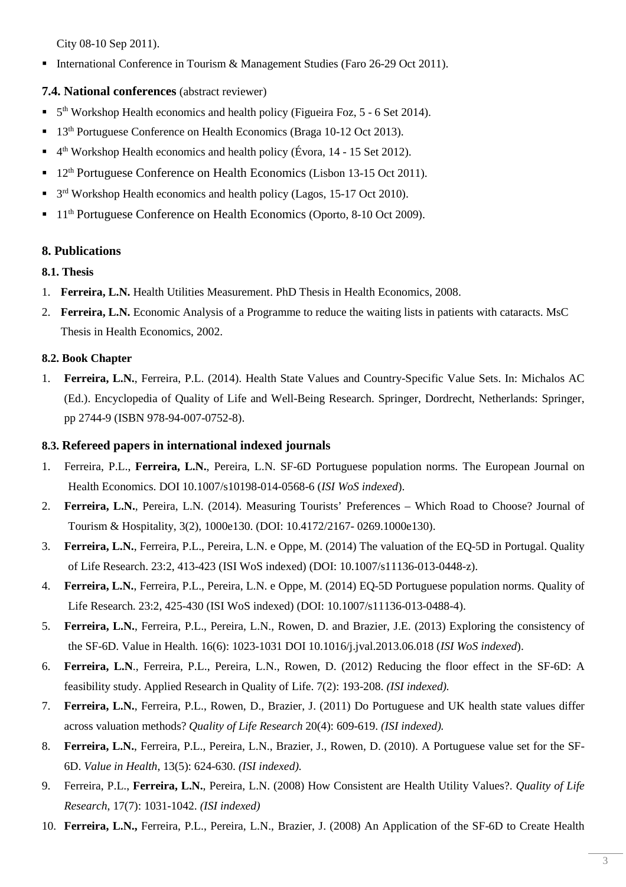City 08-10 Sep 2011).

- International Conference in Tourism & Management Studies (Faro 26-29 Oct 2011).

### 7.4. National conferences (abstract reviewer)

- 5th Workshop Health economics and health policy (Figueira Foz, 5 - 6 Set 2014).
- 13th Portuguese Conference on Health Economics (Braga 10-12 Oct 2013).
- 4th Workshop Health economics and health policy (Évora, 14 - 15 Set 2012).
- 12th Portuguese Conference on Health Economics (Lisbon 13-15 Oct 2011).
- 3rd Workshop Health economics and health policy (Lagos, 15-17 Oct 2010).
- 11th Portuguese Conference on Health Economics (Oporto, 8-10 Oct 2009).

## 8. Publications

### 8.1. Thesis

1. **Ferreira, L.N.** Health Utilities Measurement. PhD Thesis in Health Economics, 2008.
2. **Ferreira, L.N.** Economic Analysis of a Programme to reduce the waiting lists in patients with cataracts. MsC Thesis in Health Economics, 2002.

### 8.2. Book Chapter

1. **Ferreira, L.N.**, Ferreira, P.L. (2014). Health State Values and Country-Specific Value Sets. In: Michalos AC (Ed.). Encyclopedia of Quality of Life and Well-Being Research. Springer, Dordrecht, Netherlands: Springer, pp 2744-9 (ISBN 978-94-007-0752-8).

### 8.3. Refereed papers in international indexed journals

1. Ferreira, P.L., **Ferreira, L.N.**, Pereira, L.N. SF-6D Portuguese population norms. The European Journal on Health Economics. DOI 10.1007/s10198-014-0568-6 (*ISI WoS indexed*).
2. **Ferreira, L.N.**, Pereira, L.N. (2014). Measuring Tourists' Preferences – Which Road to Choose? Journal of Tourism & Hospitality, 3(2), 1000e130. (DOI: 10.4172/2167- 0269.1000e130).
3. **Ferreira, L.N.**, Ferreira, P.L., Pereira, L.N. e Oppe, M. (2014) The valuation of the EQ-5D in Portugal. Quality of Life Research. 23:2, 413-423 (ISI WoS indexed) (DOI: 10.1007/s11136-013-0448-z).
4. **Ferreira, L.N.**, Ferreira, P.L., Pereira, L.N. e Oppe, M. (2014) EQ-5D Portuguese population norms. Quality of Life Research. 23:2, 425-430 (ISI WoS indexed) (DOI: 10.1007/s11136-013-0488-4).
5. **Ferreira, L.N.**, Ferreira, P.L., Pereira, L.N., Rowen, D. and Brazier, J.E. (2013) Exploring the consistency of the SF-6D. Value in Health. 16(6): 1023-1031 DOI 10.1016/j.jval.2013.06.018 (*ISI WoS indexed*).
6. **Ferreira, L.N**., Ferreira, P.L., Pereira, L.N., Rowen, D. (2012) Reducing the floor effect in the SF-6D: A feasibility study. Applied Research in Quality of Life. 7(2): 193-208. *(ISI indexed).*
7. **Ferreira, L.N.**, Ferreira, P.L., Rowen, D., Brazier, J. (2011) Do Portuguese and UK health state values differ across valuation methods? *Quality of Life Research* 20(4): 609-619. *(ISI indexed).*
8. **Ferreira, L.N.**, Ferreira, P.L., Pereira, L.N., Brazier, J., Rowen, D. (2010). A Portuguese value set for the SF-6D. *Value in Health*, 13(5): 624-630. *(ISI indexed).*
9. Ferreira, P.L., **Ferreira, L.N.**, Pereira, L.N. (2008) How Consistent are Health Utility Values?. *Quality of Life Research*, 17(7): 1031-1042. *(ISI indexed)*
10. **Ferreira, L.N.,** Ferreira, P.L., Pereira, L.N., Brazier, J. (2008) An Application of the SF-6D to Create Health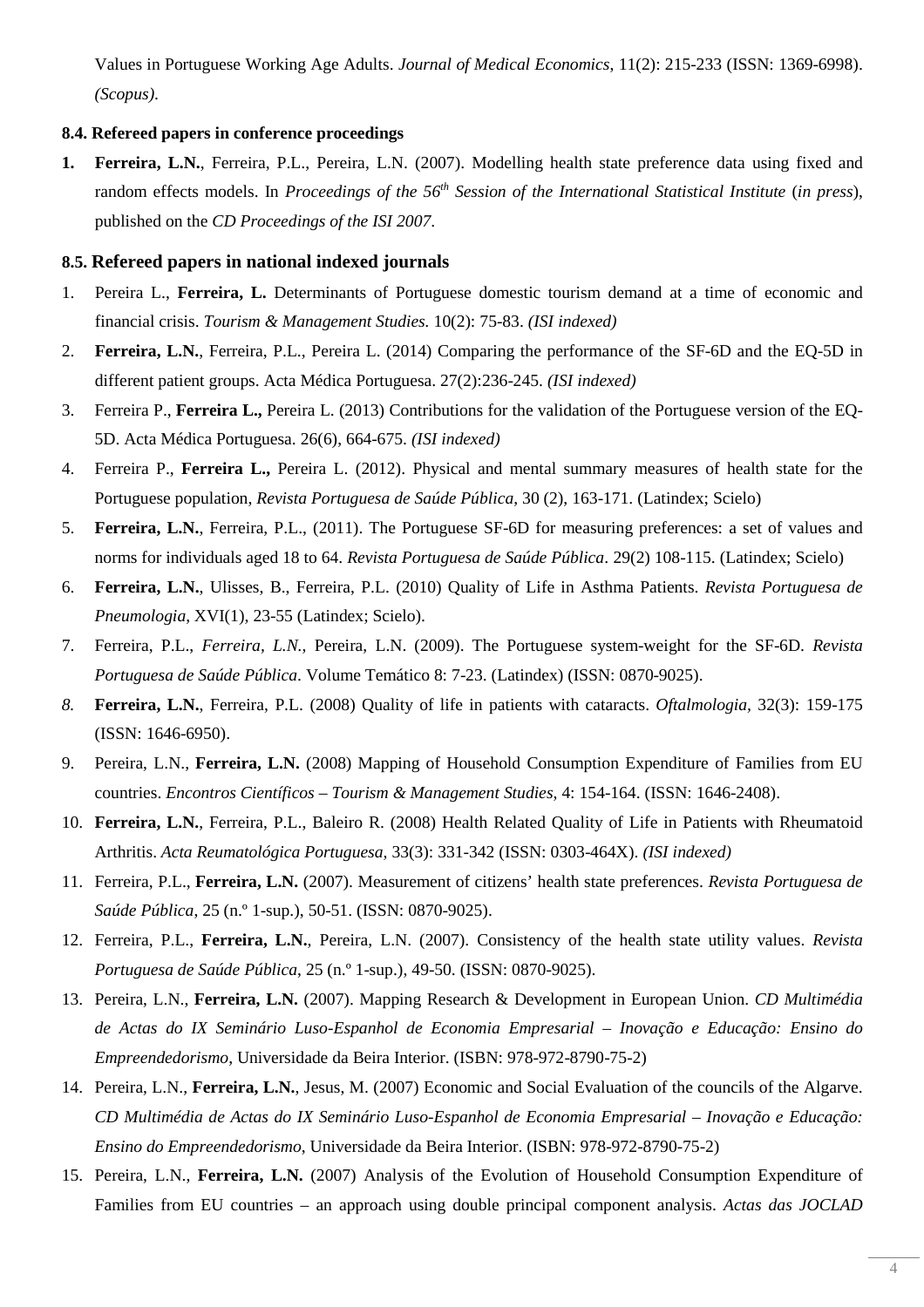Values in Portuguese Working Age Adults. *Journal of Medical Economics*, 11(2): 215-233 (ISSN: 1369-6998). *(Scopus)*.

#### 8.4. Refereed papers in conference proceedings

1. **Ferreira, L.N.**, Ferreira, P.L., Pereira, L.N. (2007). Modelling health state preference data using fixed and random effects models. In *Proceedings of the 56$^{th}$ Session of the International Statistical Institute* (*in press*), published on the *CD Proceedings of the ISI 2007*.

#### 8.5. Refereed papers in national indexed journals

1. Pereira L., **Ferreira, L.** Determinants of Portuguese domestic tourism demand at a time of economic and financial crisis. *Tourism & Management Studies.* 10(2): 75-83. *(ISI indexed)*
2. **Ferreira, L.N.**, Ferreira, P.L., Pereira L. (2014) Comparing the performance of the SF-6D and the EQ-5D in different patient groups. Acta Médica Portuguesa. 27(2):236-245. *(ISI indexed)*
3. Ferreira P., **Ferreira L.,** Pereira L. (2013) Contributions for the validation of the Portuguese version of the EQ-5D. Acta Médica Portuguesa. 26(6), 664-675. *(ISI indexed)*
4. Ferreira P., **Ferreira L.,** Pereira L. (2012). Physical and mental summary measures of health state for the Portuguese population, *Revista Portuguesa de Saúde Pública*, 30 (2), 163-171. (Latindex; Scielo)
5. **Ferreira, L.N.**, Ferreira, P.L., (2011). The Portuguese SF-6D for measuring preferences: a set of values and norms for individuals aged 18 to 64. *Revista Portuguesa de Saúde Pública*. 29(2) 108-115. (Latindex; Scielo)
6. **Ferreira, L.N.**, Ulisses, B., Ferreira, P.L. (2010) Quality of Life in Asthma Patients. *Revista Portuguesa de Pneumologia*, XVI(1), 23-55 (Latindex; Scielo).
7. Ferreira, P.L., *Ferreira, L.N.*, Pereira, L.N. (2009). The Portuguese system-weight for the SF-6D. *Revista Portuguesa de Saúde Pública*. Volume Temático 8: 7-23. (Latindex) (ISSN: 0870-9025).
8. **Ferreira, L.N.**, Ferreira, P.L. (2008) Quality of life in patients with cataracts. *Oftalmologia*, 32(3): 159-175 (ISSN: 1646-6950).
9. Pereira, L.N., **Ferreira, L.N.** (2008) Mapping of Household Consumption Expenditure of Families from EU countries. *Encontros Científicos – Tourism & Management Studies*, 4: 154-164. (ISSN: 1646-2408).
10. **Ferreira, L.N.**, Ferreira, P.L., Baleiro R. (2008) Health Related Quality of Life in Patients with Rheumatoid Arthritis. *Acta Reumatológica Portuguesa*, 33(3): 331-342 (ISSN: 0303-464X). *(ISI indexed)*
11. Ferreira, P.L., **Ferreira, L.N.** (2007). Measurement of citizens' health state preferences. *Revista Portuguesa de Saúde Pública*, 25 (n.º 1-sup.), 50-51. (ISSN: 0870-9025).
12. Ferreira, P.L., **Ferreira, L.N.**, Pereira, L.N. (2007). Consistency of the health state utility values. *Revista Portuguesa de Saúde Pública*, 25 (n.º 1-sup.), 49-50. (ISSN: 0870-9025).
13. Pereira, L.N., **Ferreira, L.N.** (2007). Mapping Research & Development in European Union. *CD Multimédia de Actas do IX Seminário Luso-Espanhol de Economia Empresarial – Inovação e Educação: Ensino do Empreendedorismo*, Universidade da Beira Interior. (ISBN: 978-972-8790-75-2)
14. Pereira, L.N., **Ferreira, L.N.**, Jesus, M. (2007) Economic and Social Evaluation of the councils of the Algarve. *CD Multimédia de Actas do IX Seminário Luso-Espanhol de Economia Empresarial – Inovação e Educação: Ensino do Empreendedorismo,* Universidade da Beira Interior. (ISBN: 978-972-8790-75-2)
15. Pereira, L.N., **Ferreira, L.N.** (2007) Analysis of the Evolution of Household Consumption Expenditure of Families from EU countries – an approach using double principal component analysis. *Actas das JOCLAD*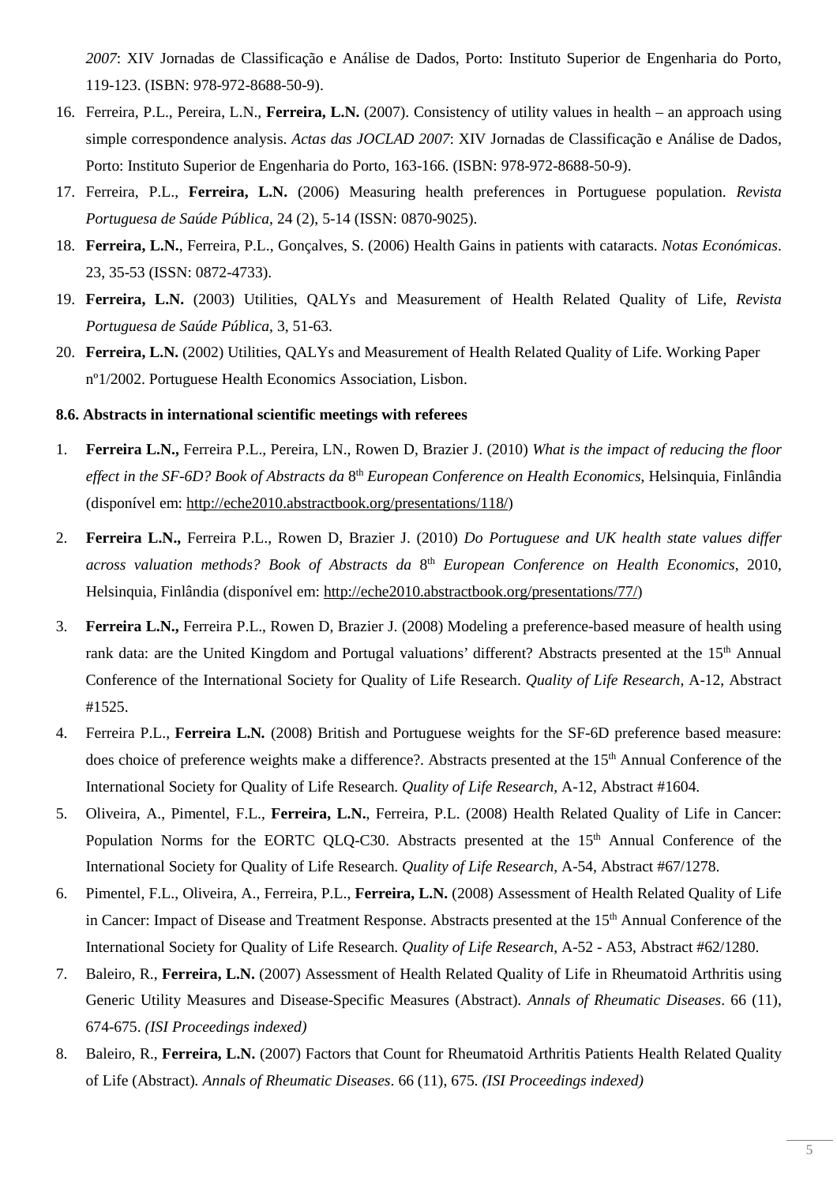*2007*: XIV Jornadas de Classificação e Análise de Dados, Porto: Instituto Superior de Engenharia do Porto, 119-123. (ISBN: 978-972-8688-50-9).

16. Ferreira, P.L., Pereira, L.N., **Ferreira, L.N.** (2007). Consistency of utility values in health – an approach using simple correspondence analysis. *Actas das JOCLAD 2007*: XIV Jornadas de Classificação e Análise de Dados, Porto: Instituto Superior de Engenharia do Porto, 163-166. (ISBN: 978-972-8688-50-9).
17. Ferreira, P.L., **Ferreira, L.N.** (2006) Measuring health preferences in Portuguese population. *Revista Portuguesa de Saúde Pública*, 24 (2), 5-14 (ISSN: 0870-9025).
18. **Ferreira, L.N.**, Ferreira, P.L., Gonçalves, S. (2006) Health Gains in patients with cataracts. *Notas Económicas*. 23, 35-53 (ISSN: 0872-4733).
19. **Ferreira, L.N.** (2003) Utilities, QALYs and Measurement of Health Related Quality of Life, *Revista Portuguesa de Saúde Pública*, 3, 51-63.
20. **Ferreira, L.N.** (2002) Utilities, QALYs and Measurement of Health Related Quality of Life. Working Paper nº1/2002. Portuguese Health Economics Association, Lisbon.

**8.6. Abstracts in international scientific meetings with referees**

1. **Ferreira L.N.,** Ferreira P.L., Pereira, LN., Rowen D, Brazier J. (2010) *What is the impact of reducing the floor effect in the SF-6D? Book of Abstracts da* 8th *European Conference on Health Economics*, Helsinquia, Finlândia (disponível em: http://eche2010.abstractbook.org/presentations/118/)
2. **Ferreira L.N.,** Ferreira P.L., Rowen D, Brazier J. (2010) *Do Portuguese and UK health state values differ across valuation methods? Book of Abstracts da* 8th *European Conference on Health Economics*, 2010, Helsinquia, Finlândia (disponível em: http://eche2010.abstractbook.org/presentations/77/)
3. **Ferreira L.N.,** Ferreira P.L., Rowen D, Brazier J. (2008) Modeling a preference-based measure of health using rank data: are the United Kingdom and Portugal valuations' different? Abstracts presented at the 15th Annual Conference of the International Society for Quality of Life Research. *Quality of Life Research*, A-12, Abstract #1525.
4. Ferreira P.L., **Ferreira L.N.** (2008) British and Portuguese weights for the SF-6D preference based measure: does choice of preference weights make a difference?. Abstracts presented at the 15th Annual Conference of the International Society for Quality of Life Research. *Quality of Life Research*, A-12, Abstract #1604.
5. Oliveira, A., Pimentel, F.L., **Ferreira, L.N.**, Ferreira, P.L. (2008) Health Related Quality of Life in Cancer: Population Norms for the EORTC QLQ-C30. Abstracts presented at the 15th Annual Conference of the International Society for Quality of Life Research. *Quality of Life Research*, A-54, Abstract #67/1278.
6. Pimentel, F.L., Oliveira, A., Ferreira, P.L., **Ferreira, L.N.** (2008) Assessment of Health Related Quality of Life in Cancer: Impact of Disease and Treatment Response. Abstracts presented at the 15th Annual Conference of the International Society for Quality of Life Research. *Quality of Life Research*, A-52 - A53, Abstract #62/1280.
7. Baleiro, R., **Ferreira, L.N.** (2007) Assessment of Health Related Quality of Life in Rheumatoid Arthritis using Generic Utility Measures and Disease-Specific Measures (Abstract). *Annals of Rheumatic Diseases*. 66 (11), 674-675. *(ISI Proceedings indexed)*
8. Baleiro, R., **Ferreira, L.N.** (2007) Factors that Count for Rheumatoid Arthritis Patients Health Related Quality of Life (Abstract). *Annals of Rheumatic Diseases*. 66 (11), 675. *(ISI Proceedings indexed)*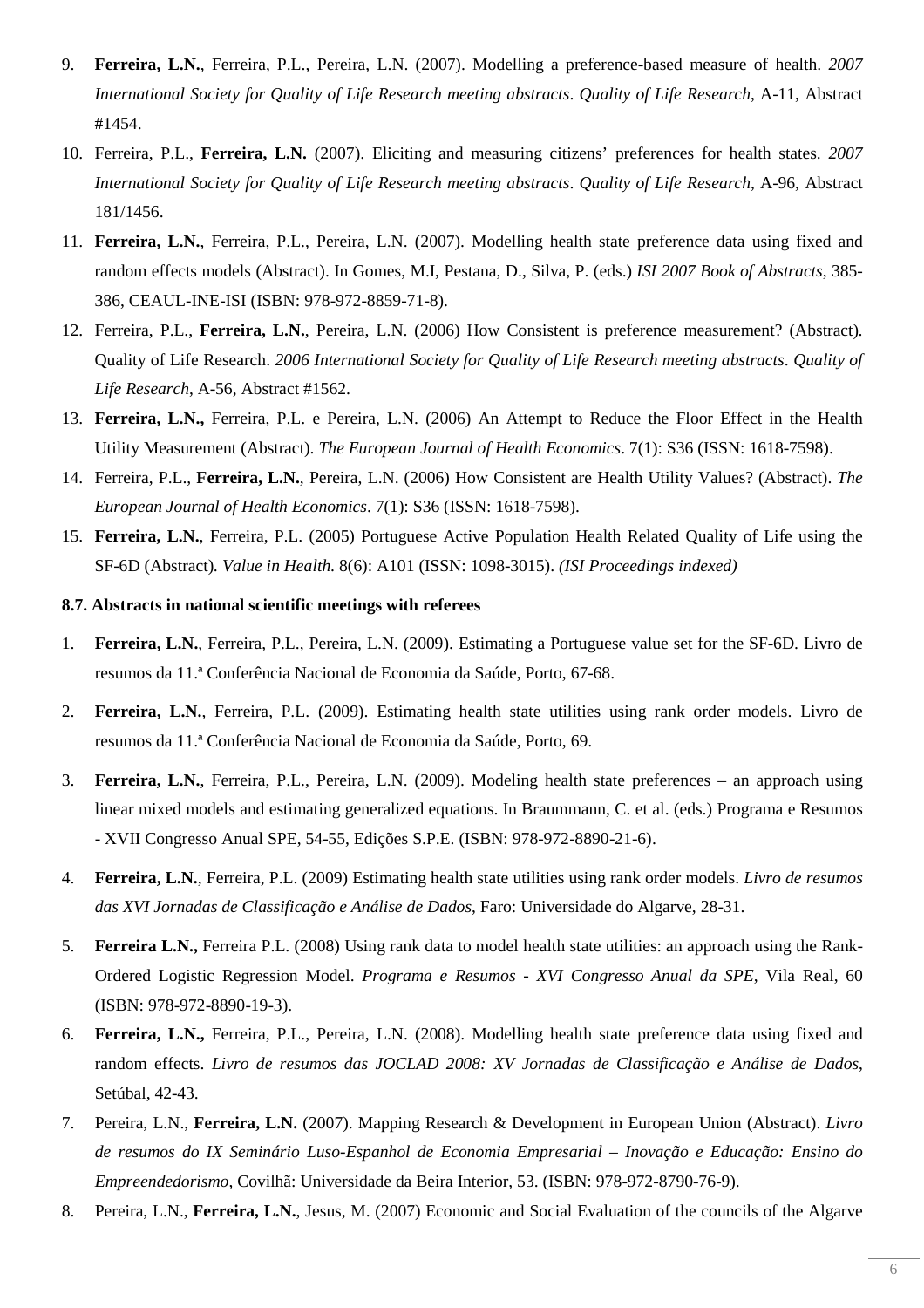9. **Ferreira, L.N.**, Ferreira, P.L., Pereira, L.N. (2007). Modelling a preference-based measure of health. *2007 International Society for Quality of Life Research meeting abstracts*. *Quality of Life Research*, A-11, Abstract #1454.
10. Ferreira, P.L., **Ferreira, L.N.** (2007). Eliciting and measuring citizens' preferences for health states. *2007 International Society for Quality of Life Research meeting abstracts*. *Quality of Life Research*, A-96, Abstract 181/1456.
11. **Ferreira, L.N.**, Ferreira, P.L., Pereira, L.N. (2007). Modelling health state preference data using fixed and random effects models (Abstract). In Gomes, M.I, Pestana, D., Silva, P. (eds.) *ISI 2007 Book of Abstracts*, 385-386, CEAUL-INE-ISI (ISBN: 978-972-8859-71-8).
12. Ferreira, P.L., **Ferreira, L.N.**, Pereira, L.N. (2006) How Consistent is preference measurement? (Abstract). Quality of Life Research. *2006 International Society for Quality of Life Research meeting abstracts*. *Quality of Life Research*, A-56, Abstract #1562.
13. **Ferreira, L.N.,** Ferreira, P.L. e Pereira, L.N. (2006) An Attempt to Reduce the Floor Effect in the Health Utility Measurement (Abstract). *The European Journal of Health Economics*. 7(1): S36 (ISSN: 1618-7598).
14. Ferreira, P.L., **Ferreira, L.N.**, Pereira, L.N. (2006) How Consistent are Health Utility Values? (Abstract). *The European Journal of Health Economics*. 7(1): S36 (ISSN: 1618-7598).
15. **Ferreira, L.N.**, Ferreira, P.L. (2005) Portuguese Active Population Health Related Quality of Life using the SF-6D (Abstract). *Value in Health*. 8(6): A101 (ISSN: 1098-3015). *(ISI Proceedings indexed)*

**8.7. Abstracts in national scientific meetings with referees**

1. **Ferreira, L.N.**, Ferreira, P.L., Pereira, L.N. (2009). Estimating a Portuguese value set for the SF-6D. Livro de resumos da 11.ª Conferência Nacional de Economia da Saúde, Porto, 67-68.
2. **Ferreira, L.N.**, Ferreira, P.L. (2009). Estimating health state utilities using rank order models. Livro de resumos da 11.ª Conferência Nacional de Economia da Saúde, Porto, 69.
3. **Ferreira, L.N.**, Ferreira, P.L., Pereira, L.N. (2009). Modeling health state preferences – an approach using linear mixed models and estimating generalized equations. In Braummann, C. et al. (eds.) Programa e Resumos - XVII Congresso Anual SPE, 54-55, Edições S.P.E. (ISBN: 978-972-8890-21-6).
4. **Ferreira, L.N.**, Ferreira, P.L. (2009) Estimating health state utilities using rank order models. *Livro de resumos das XVI Jornadas de Classificação e Análise de Dados*, Faro: Universidade do Algarve, 28-31.
5. **Ferreira L.N.,** Ferreira P.L. (2008) Using rank data to model health state utilities: an approach using the Rank-Ordered Logistic Regression Model. *Programa e Resumos - XVI Congresso Anual da SPE*, Vila Real, 60 (ISBN: 978-972-8890-19-3).
6. **Ferreira, L.N.,** Ferreira, P.L., Pereira, L.N. (2008). Modelling health state preference data using fixed and random effects. *Livro de resumos das JOCLAD 2008: XV Jornadas de Classificação e Análise de Dados*, Setúbal, 42-43.
7. Pereira, L.N., **Ferreira, L.N.** (2007). Mapping Research & Development in European Union (Abstract). *Livro de resumos do IX Seminário Luso-Espanhol de Economia Empresarial – Inovação e Educação: Ensino do Empreendedorismo*, Covilhã: Universidade da Beira Interior, 53. (ISBN: 978-972-8790-76-9).
8. Pereira, L.N., **Ferreira, L.N.**, Jesus, M. (2007) Economic and Social Evaluation of the councils of the Algarve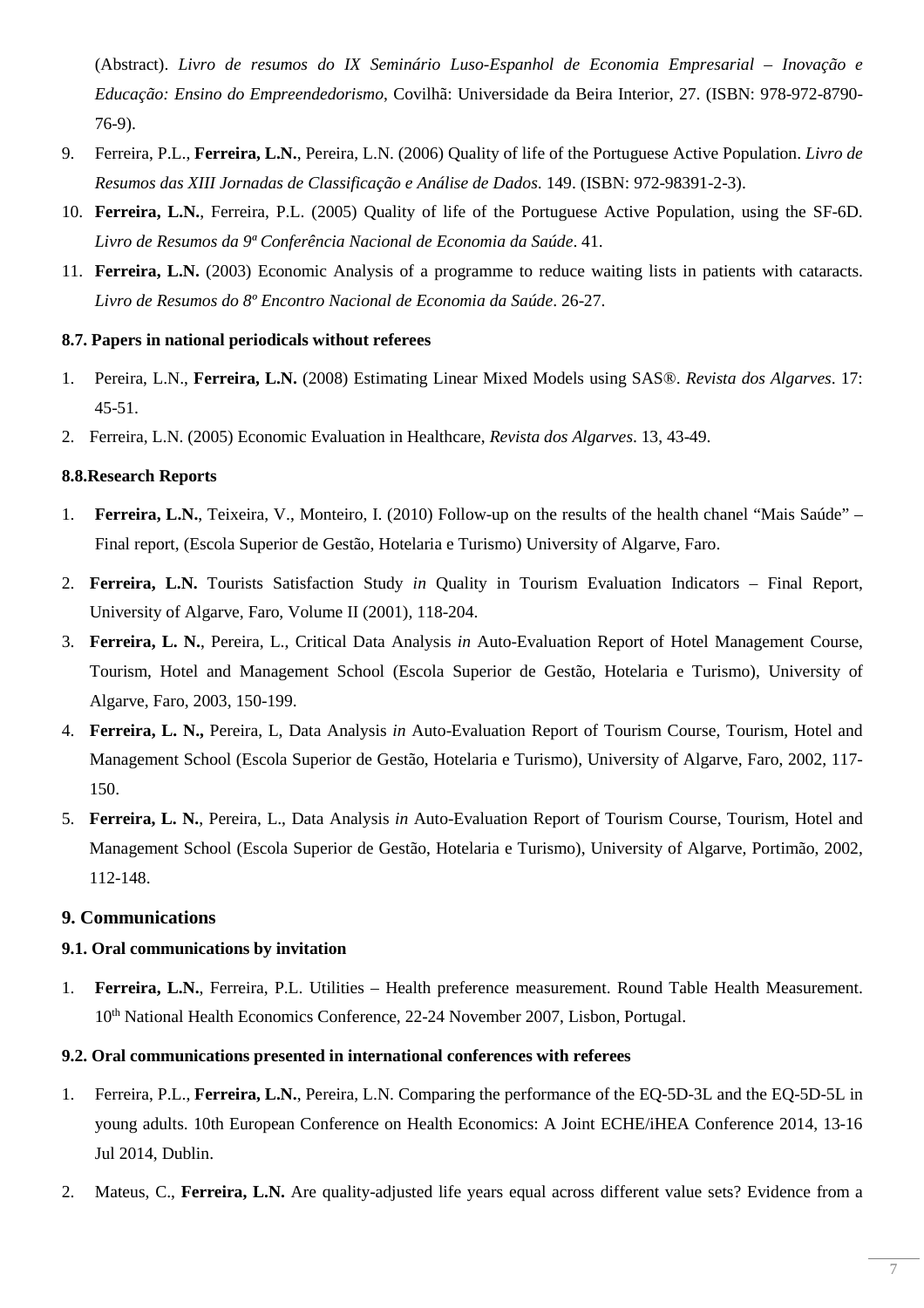(Abstract). *Livro de resumos do IX Seminário Luso-Espanhol de Economia Empresarial – Inovação e Educação: Ensino do Empreendedorismo*, Covilhã: Universidade da Beira Interior, 27. (ISBN: 978-972-8790-76-9).

9. Ferreira, P.L., **Ferreira, L.N.**, Pereira, L.N. (2006) Quality of life of the Portuguese Active Population. *Livro de Resumos das XIII Jornadas de Classificação e Análise de Dados*. 149. (ISBN: 972-98391-2-3).
10. **Ferreira, L.N.**, Ferreira, P.L. (2005) Quality of life of the Portuguese Active Population, using the SF-6D. *Livro de Resumos da 9ª Conferência Nacional de Economia da Saúde*. 41.
11. **Ferreira, L.N.** (2003) Economic Analysis of a programme to reduce waiting lists in patients with cataracts. *Livro de Resumos do 8º Encontro Nacional de Economia da Saúde*. 26-27.

#### 8.7. Papers in national periodicals without referees

1. Pereira, L.N., **Ferreira, L.N.** (2008) Estimating Linear Mixed Models using SAS®. *Revista dos Algarves*. 17: 45-51.
2. Ferreira, L.N. (2005) Economic Evaluation in Healthcare, *Revista dos Algarves*. 13, 43-49.

#### 8.8.Research Reports

1. **Ferreira, L.N.**, Teixeira, V., Monteiro, I. (2010) Follow-up on the results of the health chanel "Mais Saúde" – Final report, (Escola Superior de Gestão, Hotelaria e Turismo) University of Algarve, Faro.
2. **Ferreira, L.N.** Tourists Satisfaction Study *in* Quality in Tourism Evaluation Indicators – Final Report, University of Algarve, Faro, Volume II (2001), 118-204.
3. **Ferreira, L. N.**, Pereira, L., Critical Data Analysis *in* Auto-Evaluation Report of Hotel Management Course, Tourism, Hotel and Management School (Escola Superior de Gestão, Hotelaria e Turismo), University of Algarve, Faro, 2003, 150-199.
4. **Ferreira, L. N.,** Pereira, L, Data Analysis *in* Auto-Evaluation Report of Tourism Course, Tourism, Hotel and Management School (Escola Superior de Gestão, Hotelaria e Turismo), University of Algarve, Faro, 2002, 117-150.
5. **Ferreira, L. N.**, Pereira, L., Data Analysis *in* Auto-Evaluation Report of Tourism Course, Tourism, Hotel and Management School (Escola Superior de Gestão, Hotelaria e Turismo), University of Algarve, Portimão, 2002, 112-148.

### 9. Communications

#### 9.1. Oral communications by invitation

1. **Ferreira, L.N.**, Ferreira, P.L. Utilities – Health preference measurement. Round Table Health Measurement. 10th National Health Economics Conference, 22-24 November 2007, Lisbon, Portugal.

#### 9.2. Oral communications presented in international conferences with referees

1. Ferreira, P.L., **Ferreira, L.N.**, Pereira, L.N. Comparing the performance of the EQ-5D-3L and the EQ-5D-5L in young adults. 10th European Conference on Health Economics: A Joint ECHE/iHEA Conference 2014, 13-16 Jul 2014, Dublin.
2. Mateus, C., **Ferreira, L.N.** Are quality-adjusted life years equal across different value sets? Evidence from a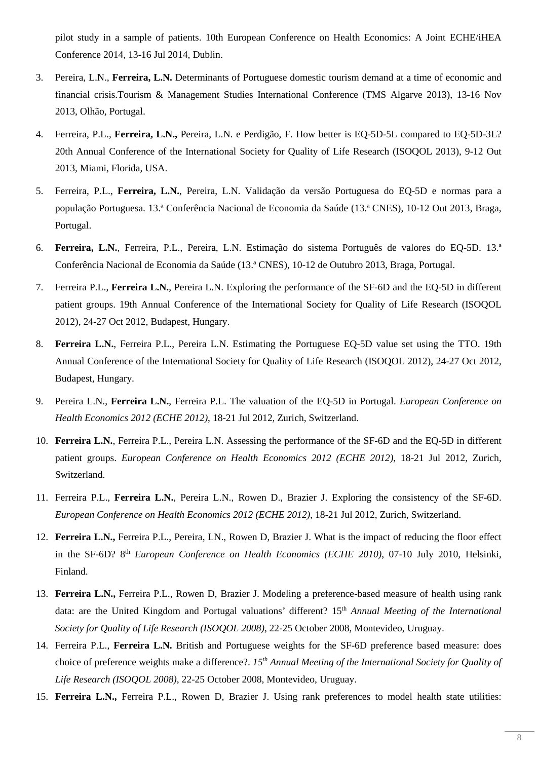pilot study in a sample of patients. 10th European Conference on Health Economics: A Joint ECHE/iHEA Conference 2014, 13-16 Jul 2014, Dublin.

3. Pereira, L.N., **Ferreira, L.N.** Determinants of Portuguese domestic tourism demand at a time of economic and financial crisis.Tourism & Management Studies International Conference (TMS Algarve 2013), 13-16 Nov 2013, Olhão, Portugal.

4. Ferreira, P.L., **Ferreira, L.N.,** Pereira, L.N. e Perdigão, F. How better is EQ-5D-5L compared to EQ-5D-3L? 20th Annual Conference of the International Society for Quality of Life Research (ISOQOL 2013), 9-12 Out 2013, Miami, Florida, USA.

5. Ferreira, P.L., **Ferreira, L.N.**, Pereira, L.N. Validação da versão Portuguesa do EQ-5D e normas para a população Portuguesa. 13.ª Conferência Nacional de Economia da Saúde (13.ª CNES), 10-12 Out 2013, Braga, Portugal.

6. **Ferreira, L.N.**, Ferreira, P.L., Pereira, L.N. Estimação do sistema Português de valores do EQ-5D. 13.ª Conferência Nacional de Economia da Saúde (13.ª CNES), 10-12 de Outubro 2013, Braga, Portugal.

7. Ferreira P.L., **Ferreira L.N.**, Pereira L.N. Exploring the performance of the SF-6D and the EQ-5D in different patient groups. 19th Annual Conference of the International Society for Quality of Life Research (ISOQOL 2012), 24-27 Oct 2012, Budapest, Hungary.

8. **Ferreira L.N.**, Ferreira P.L., Pereira L.N. Estimating the Portuguese EQ-5D value set using the TTO. 19th Annual Conference of the International Society for Quality of Life Research (ISOQOL 2012), 24-27 Oct 2012, Budapest, Hungary.

9. Pereira L.N., **Ferreira L.N.**, Ferreira P.L. The valuation of the EQ-5D in Portugal. *European Conference on Health Economics 2012 (ECHE 2012)*, 18-21 Jul 2012, Zurich, Switzerland.

10. **Ferreira L.N.**, Ferreira P.L., Pereira L.N. Assessing the performance of the SF-6D and the EQ-5D in different patient groups. *European Conference on Health Economics 2012 (ECHE 2012)*, 18-21 Jul 2012, Zurich, Switzerland.

11. Ferreira P.L., **Ferreira L.N.**, Pereira L.N., Rowen D., Brazier J. Exploring the consistency of the SF-6D. *European Conference on Health Economics 2012 (ECHE 2012)*, 18-21 Jul 2012, Zurich, Switzerland.

12. **Ferreira L.N.,** Ferreira P.L., Pereira, LN., Rowen D, Brazier J. What is the impact of reducing the floor effect in the SF-6D? 8th *European Conference on Health Economics (ECHE 2010)*, 07-10 July 2010, Helsinki, Finland.

13. **Ferreira L.N.,** Ferreira P.L., Rowen D, Brazier J. Modeling a preference-based measure of health using rank data: are the United Kingdom and Portugal valuations' different? 15th *Annual Meeting of the International Society for Quality of Life Research (ISOQOL 2008)*, 22-25 October 2008, Montevideo, Uruguay.

14. Ferreira P.L., **Ferreira L.N.** British and Portuguese weights for the SF-6D preference based measure: does choice of preference weights make a difference?. *15th Annual Meeting of the International Society for Quality of Life Research (ISOQOL 2008)*, 22-25 October 2008, Montevideo, Uruguay.

15. **Ferreira L.N.,** Ferreira P.L., Rowen D, Brazier J. Using rank preferences to model health state utilities: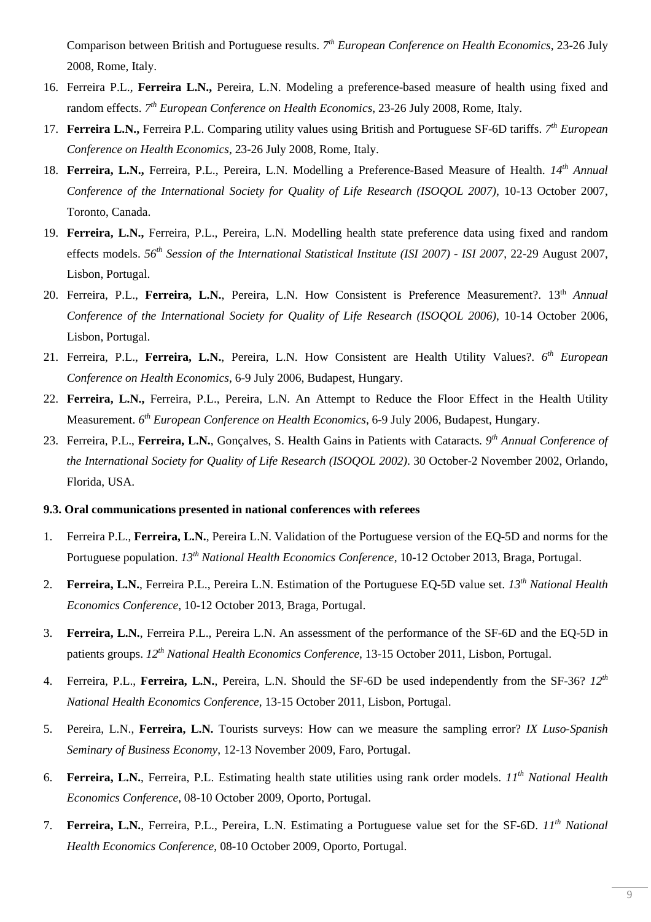Comparison between British and Portuguese results. *7th European Conference on Health Economics*, 23-26 July 2008, Rome, Italy.

16. Ferreira P.L., **Ferreira L.N.,** Pereira, L.N. Modeling a preference-based measure of health using fixed and random effects. *7th European Conference on Health Economics*, 23-26 July 2008, Rome, Italy.
17. **Ferreira L.N.,** Ferreira P.L. Comparing utility values using British and Portuguese SF-6D tariffs. *7th European Conference on Health Economics*, 23-26 July 2008, Rome, Italy.
18. **Ferreira, L.N.,** Ferreira, P.L., Pereira, L.N. Modelling a Preference-Based Measure of Health. *14th Annual Conference of the International Society for Quality of Life Research (ISOQOL 2007)*, 10-13 October 2007, Toronto, Canada.
19. **Ferreira, L.N.,** Ferreira, P.L., Pereira, L.N. Modelling health state preference data using fixed and random effects models. *56th Session of the International Statistical Institute (ISI 2007) - ISI 2007*, 22-29 August 2007, Lisbon, Portugal.
20. Ferreira, P.L., **Ferreira, L.N.**, Pereira, L.N. How Consistent is Preference Measurement?. 13th *Annual Conference of the International Society for Quality of Life Research (ISOQOL 2006)*, 10-14 October 2006, Lisbon, Portugal.
21. Ferreira, P.L., **Ferreira, L.N.**, Pereira, L.N. How Consistent are Health Utility Values?. *6th European Conference on Health Economics*, 6-9 July 2006, Budapest, Hungary.
22. **Ferreira, L.N.,** Ferreira, P.L., Pereira, L.N. An Attempt to Reduce the Floor Effect in the Health Utility Measurement. *6th European Conference on Health Economics*, 6-9 July 2006, Budapest, Hungary.
23. Ferreira, P.L., **Ferreira, L.N.**, Gonçalves, S. Health Gains in Patients with Cataracts. *9th Annual Conference of the International Society for Quality of Life Research (ISOQOL 2002)*. 30 October-2 November 2002, Orlando, Florida, USA.

### 9.3. Oral communications presented in national conferences with referees

1. Ferreira P.L., **Ferreira, L.N.**, Pereira L.N. Validation of the Portuguese version of the EQ-5D and norms for the Portuguese population. *13th National Health Economics Conference*, 10-12 October 2013, Braga, Portugal.
2. **Ferreira, L.N.**, Ferreira P.L., Pereira L.N. Estimation of the Portuguese EQ-5D value set. *13th National Health Economics Conference*, 10-12 October 2013, Braga, Portugal.
3. **Ferreira, L.N.**, Ferreira P.L., Pereira L.N. An assessment of the performance of the SF-6D and the EQ-5D in patients groups. *12th National Health Economics Conference*, 13-15 October 2011, Lisbon, Portugal.
4. Ferreira, P.L., **Ferreira, L.N.**, Pereira, L.N. Should the SF-6D be used independently from the SF-36? *12th National Health Economics Conference*, 13-15 October 2011, Lisbon, Portugal.
5. Pereira, L.N., **Ferreira, L.N.** Tourists surveys: How can we measure the sampling error? *IX Luso-Spanish Seminary of Business Economy*, 12-13 November 2009, Faro, Portugal.
6. **Ferreira, L.N.**, Ferreira, P.L. Estimating health state utilities using rank order models. *11th National Health Economics Conference*, 08-10 October 2009, Oporto, Portugal.
7. **Ferreira, L.N.**, Ferreira, P.L., Pereira, L.N. Estimating a Portuguese value set for the SF-6D. *11th National Health Economics Conference*, 08-10 October 2009, Oporto, Portugal.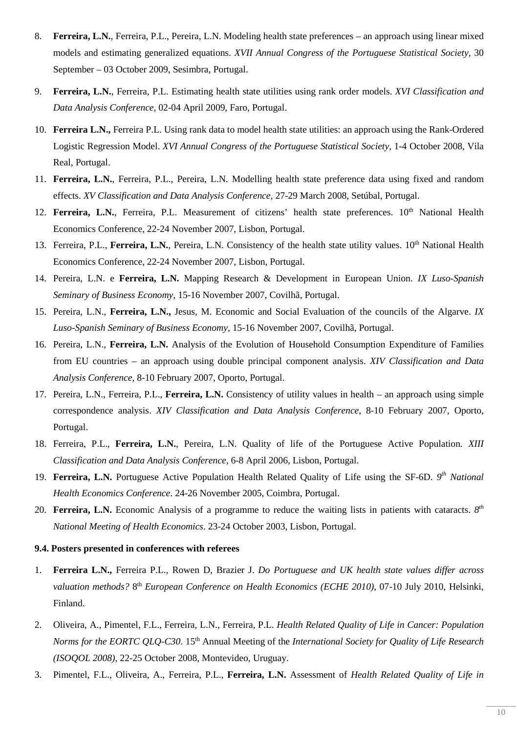8. **Ferreira, L.N.**, Ferreira, P.L., Pereira, L.N. Modeling health state preferences – an approach using linear mixed models and estimating generalized equations. *XVII Annual Congress of the Portuguese Statistical Society*, 30 September – 03 October 2009, Sesimbra, Portugal.

9. **Ferreira, L.N.**, Ferreira, P.L. Estimating health state utilities using rank order models. *XVI Classification and Data Analysis Conference*, 02-04 April 2009, Faro, Portugal.

10. **Ferreira L.N.,** Ferreira P.L. Using rank data to model health state utilities: an approach using the Rank-Ordered Logistic Regression Model. *XVI Annual Congress of the Portuguese Statistical Society*, 1-4 October 2008, Vila Real, Portugal.

11. **Ferreira, L.N.**, Ferreira, P.L., Pereira, L.N. Modelling health state preference data using fixed and random effects. *XV Classification and Data Analysis Conference*, 27-29 March 2008, Setúbal, Portugal.

12. **Ferreira, L.N.**, Ferreira, P.L. Measurement of citizens' health state preferences. 10th National Health Economics Conference, 22-24 November 2007, Lisbon, Portugal.

13. Ferreira, P.L., **Ferreira, L.N.**, Pereira, L.N. Consistency of the health state utility values. 10th National Health Economics Conference, 22-24 November 2007, Lisbon, Portugal.

14. Pereira, L.N. e **Ferreira, L.N.** Mapping Research & Development in European Union. *IX Luso-Spanish Seminary of Business Economy*, 15-16 November 2007, Covilhã, Portugal.

15. Pereira, L.N., **Ferreira, L.N.,** Jesus, M. Economic and Social Evaluation of the councils of the Algarve. *IX Luso-Spanish Seminary of Business Economy*, 15-16 November 2007, Covilhã, Portugal.

16. Pereira, L.N., **Ferreira, L.N.** Analysis of the Evolution of Household Consumption Expenditure of Families from EU countries – an approach using double principal component analysis. *XIV Classification and Data Analysis Conference*, 8-10 February 2007, Oporto, Portugal.

17. Pereira, L.N., Ferreira, P.L., **Ferreira, L.N.** Consistency of utility values in health – an approach using simple correspondence analysis. *XIV Classification and Data Analysis Conference*, 8-10 February 2007, Oporto, Portugal.

18. Ferreira, P.L., **Ferreira, L.N.**, Pereira, L.N. Quality of life of the Portuguese Active Population. *XIII Classification and Data Analysis Conference*, 6-8 April 2006, Lisbon, Portugal.

19. **Ferreira, L.N.** Portuguese Active Population Health Related Quality of Life using the SF-6D. *9th National Health Economics Conference*. 24-26 November 2005, Coimbra, Portugal.

20. **Ferreira, L.N.** Economic Analysis of a programme to reduce the waiting lists in patients with cataracts. *8th National Meeting of Health Economics*. 23-24 October 2003, Lisbon, Portugal.

**9.4. Posters presented in conferences with referees**

1. **Ferreira L.N.,** Ferreira P.L., Rowen D, Brazier J. *Do Portuguese and UK health state values differ across valuation methods?* 8th *European Conference on Health Economics (ECHE 2010)*, 07-10 July 2010, Helsinki, Finland.

2. Oliveira, A., Pimentel, F.L., Ferreira, L.N., Ferreira, P.L. *Health Related Quality of Life in Cancer: Population Norms for the EORTC QLQ-C30*. 15th Annual Meeting of the *International Society for Quality of Life Research (ISOQOL 2008)*, 22-25 October 2008, Montevideo, Uruguay.

3. Pimentel, F.L., Oliveira, A., Ferreira, P.L., **Ferreira, L.N.** Assessment of *Health Related Quality of Life in*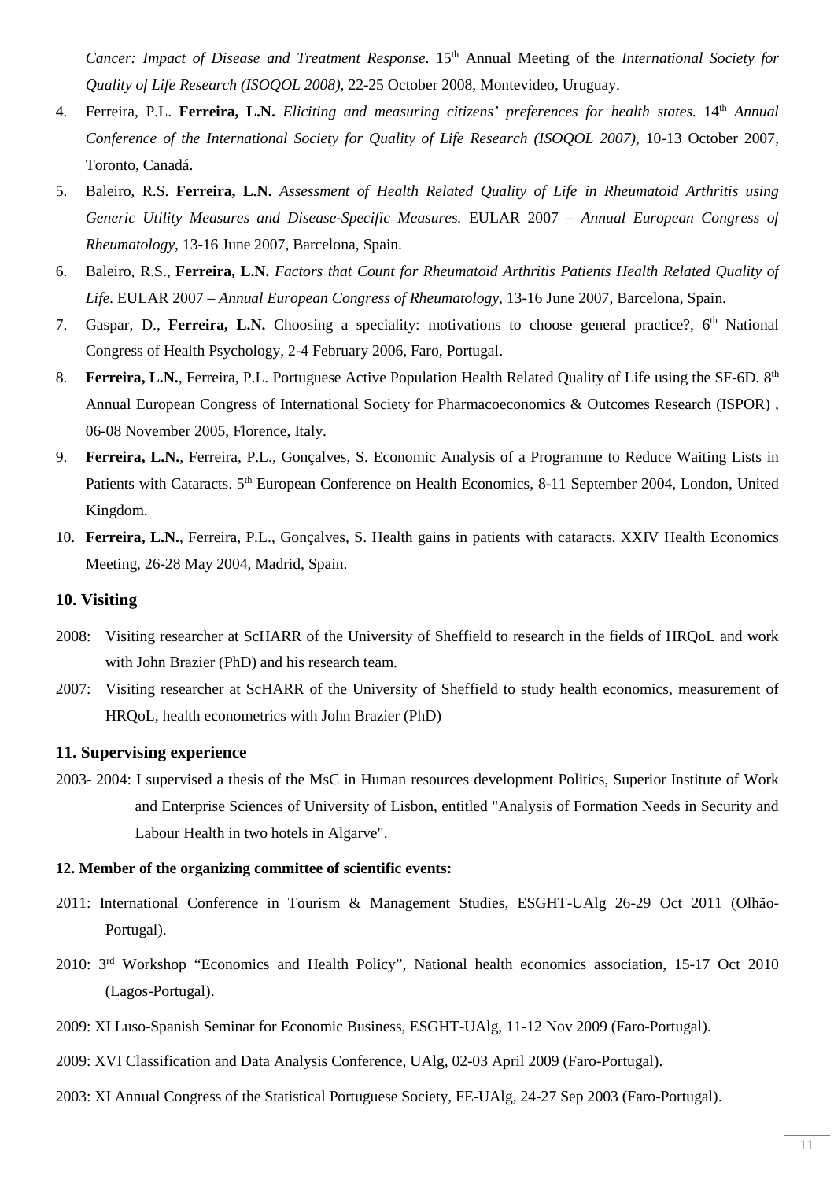*Cancer: Impact of Disease and Treatment Response*. 15th Annual Meeting of the *International Society for Quality of Life Research (ISOQOL 2008)*, 22-25 October 2008, Montevideo, Uruguay.

4. Ferreira, P.L. **Ferreira, L.N.** *Eliciting and measuring citizens' preferences for health states.* 14th *Annual Conference of the International Society for Quality of Life Research (ISOQOL 2007)*, 10-13 October 2007, Toronto, Canadá.
5. Baleiro, R.S. **Ferreira, L.N.** *Assessment of Health Related Quality of Life in Rheumatoid Arthritis using Generic Utility Measures and Disease-Specific Measures.* EULAR 2007 – *Annual European Congress of Rheumatology*, 13-16 June 2007, Barcelona, Spain.
6. Baleiro, R.S., **Ferreira, L.N.** *Factors that Count for Rheumatoid Arthritis Patients Health Related Quality of Life.* EULAR 2007 – *Annual European Congress of Rheumatology*, 13-16 June 2007, Barcelona, Spain.
7. Gaspar, D., **Ferreira, L.N.** Choosing a speciality: motivations to choose general practice?, 6th National Congress of Health Psychology, 2-4 February 2006, Faro, Portugal.
8. **Ferreira, L.N.**, Ferreira, P.L. Portuguese Active Population Health Related Quality of Life using the SF-6D. 8th Annual European Congress of International Society for Pharmacoeconomics & Outcomes Research (ISPOR) , 06-08 November 2005, Florence, Italy.
9. **Ferreira, L.N.**, Ferreira, P.L., Gonçalves, S. Economic Analysis of a Programme to Reduce Waiting Lists in Patients with Cataracts. 5th European Conference on Health Economics, 8-11 September 2004, London, United Kingdom.
10. **Ferreira, L.N.**, Ferreira, P.L., Gonçalves, S. Health gains in patients with cataracts. XXIV Health Economics Meeting, 26-28 May 2004, Madrid, Spain.

## 10. Visiting

2008: Visiting researcher at ScHARR of the University of Sheffield to research in the fields of HRQoL and work with John Brazier (PhD) and his research team.

2007: Visiting researcher at ScHARR of the University of Sheffield to study health economics, measurement of HRQoL, health econometrics with John Brazier (PhD)

## 11. Supervising experience

2003- 2004: I supervised a thesis of the MsC in Human resources development Politics, Superior Institute of Work and Enterprise Sciences of University of Lisbon, entitled "Analysis of Formation Needs in Security and Labour Health in two hotels in Algarve".

#### 12. Member of the organizing committee of scientific events:

2011: International Conference in Tourism & Management Studies, ESGHT-UAlg 26-29 Oct 2011 (Olhão-Portugal).

2010: 3rd Workshop "Economics and Health Policy", National health economics association, 15-17 Oct 2010 (Lagos-Portugal).

2009: XI Luso-Spanish Seminar for Economic Business, ESGHT-UAlg, 11-12 Nov 2009 (Faro-Portugal).

2009: XVI Classification and Data Analysis Conference, UAlg, 02-03 April 2009 (Faro-Portugal).

2003: XI Annual Congress of the Statistical Portuguese Society, FE-UAlg, 24-27 Sep 2003 (Faro-Portugal).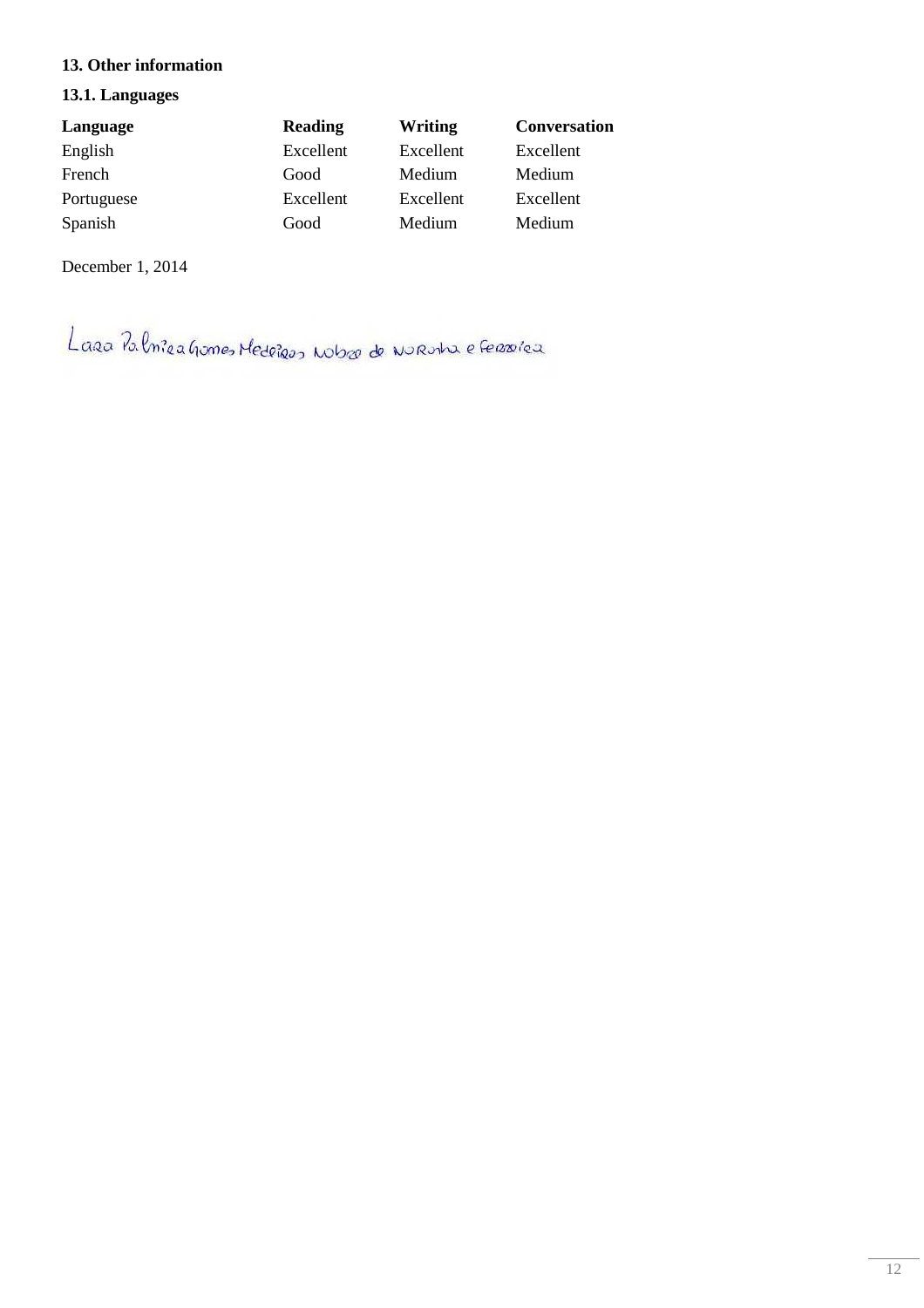### 13. Other information

#### 13.1. Languages

| Language | Reading | Writing | Conversation |
|---|---|---|---|
| English | Excellent | Excellent | Excellent |
| French | Good | Medium | Medium |
| Portuguese | Excellent | Excellent | Excellent |
| Spanish | Good | Medium | Medium |

December 1, 2014

Lara Palmira Gomes Medeiros Nobre de Noronha e Ferreira